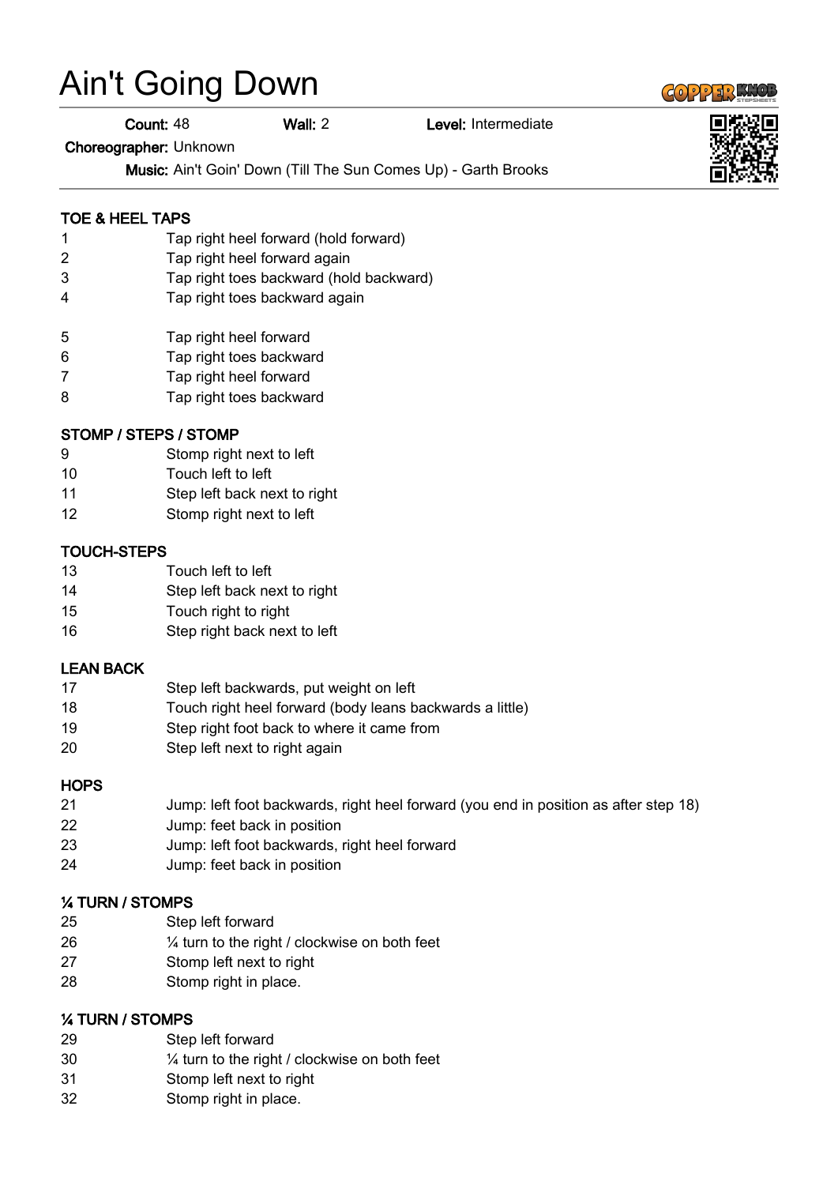# Ain't Going Down

**Count:** 48 **Wall:** 2 **Level:** Intermediate

**Choreographer:** Unknown

**Music:** Ain't Goin' Down (Till The Sun Comes Up) - Garth Brooks

### TOE & HEEL TAPS

1 Tap right heel forward (hold forward)
2 Tap right heel forward again
3 Tap right toes backward (hold backward)
4 Tap right toes backward again

5 Tap right heel forward
6 Tap right toes backward
7 Tap right heel forward
8 Tap right toes backward

### STOMP / STEPS / STOMP

9 Stomp right next to left
10 Touch left to left
11 Step left back next to right
12 Stomp right next to left

### TOUCH-STEPS

13 Touch left to left
14 Step left back next to right
15 Touch right to right
16 Step right back next to left

### LEAN BACK

17 Step left backwards, put weight on left
18 Touch right heel forward (body leans backwards a little)
19 Step right foot back to where it came from
20 Step left next to right again

### HOPS

21 Jump: left foot backwards, right heel forward (you end in position as after step 18)
22 Jump: feet back in position
23 Jump: left foot backwards, right heel forward
24 Jump: feet back in position

### ¼ TURN / STOMPS

25 Step left forward
26 ¼ turn to the right / clockwise on both feet
27 Stomp left next to right
28 Stomp right in place.

### ¼ TURN / STOMPS

29 Step left forward
30 ¼ turn to the right / clockwise on both feet
31 Stomp left next to right
32 Stomp right in place.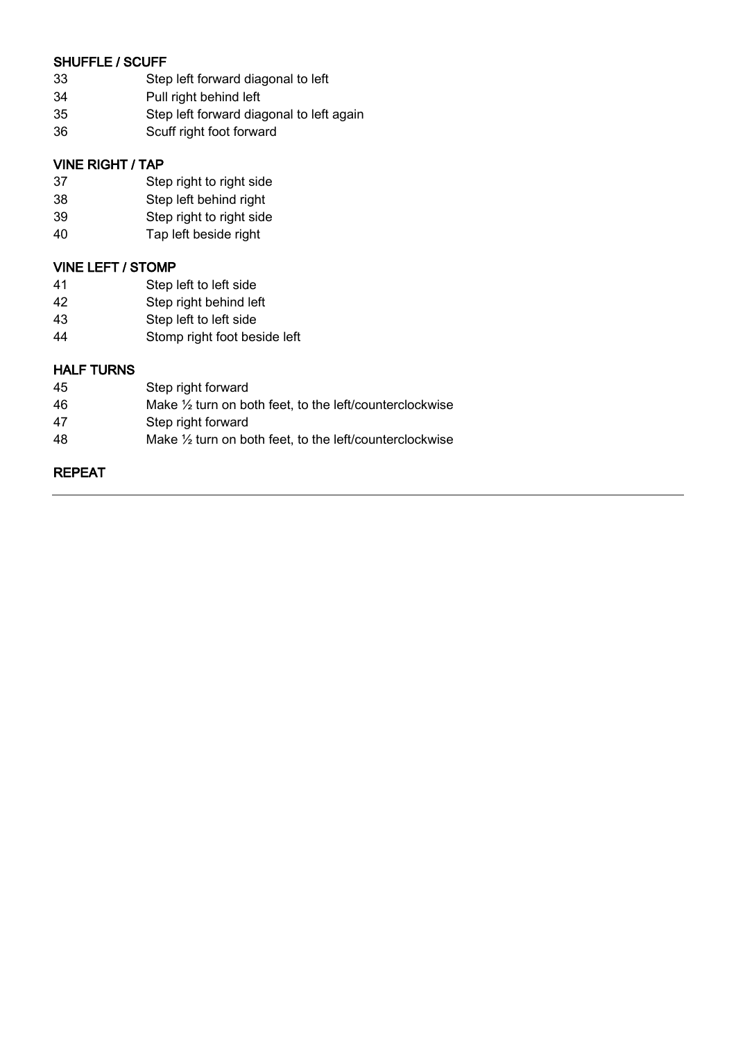### SHUFFLE / SCUFF

| | |
|---|---|
| 33 | Step left forward diagonal to left |
| 34 | Pull right behind left |
| 35 | Step left forward diagonal to left again |
| 36 | Scuff right foot forward |

### VINE RIGHT / TAP

| | |
|---|---|
| 37 | Step right to right side |
| 38 | Step left behind right |
| 39 | Step right to right side |
| 40 | Tap left beside right |

### VINE LEFT / STOMP

| | |
|---|---|
| 41 | Step left to left side |
| 42 | Step right behind left |
| 43 | Step left to left side |
| 44 | Stomp right foot beside left |

### HALF TURNS

| | |
|---|---|
| 45 | Step right forward |
| 46 | Make ½ turn on both feet, to the left/counterclockwise |
| 47 | Step right forward |
| 48 | Make ½ turn on both feet, to the left/counterclockwise |

### REPEAT

---